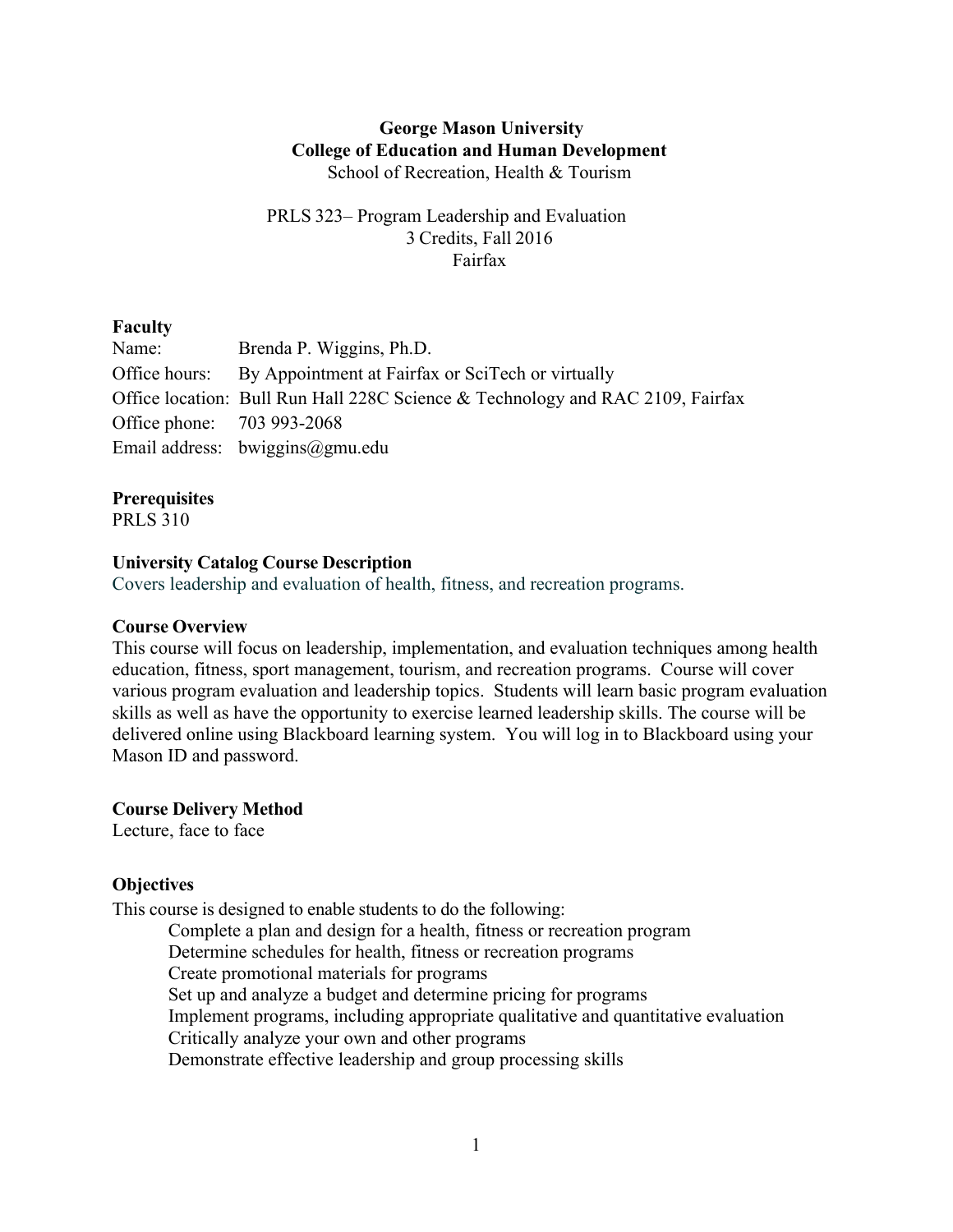**George Mason University**
**College of Education and Human Development**
School of Recreation, Health & Tourism

PRLS 323– Program Leadership and Evaluation
3 Credits, Fall 2016
Fairfax

## Faculty

Name: Brenda P. Wiggins, Ph.D.
Office hours: By Appointment at Fairfax or SciTech or virtually
Office location: Bull Run Hall 228C Science & Technology and RAC 2109, Fairfax
Office phone: 703 993-2068
Email address: bwiggins@gmu.edu

## Prerequisites

PRLS 310

## University Catalog Course Description

Covers leadership and evaluation of health, fitness, and recreation programs.

## Course Overview

This course will focus on leadership, implementation, and evaluation techniques among health education, fitness, sport management, tourism, and recreation programs. Course will cover various program evaluation and leadership topics. Students will learn basic program evaluation skills as well as have the opportunity to exercise learned leadership skills. The course will be delivered online using Blackboard learning system. You will log in to Blackboard using your Mason ID and password.

## Course Delivery Method

Lecture, face to face

## Objectives

This course is designed to enable students to do the following:

- Complete a plan and design for a health, fitness or recreation program
- Determine schedules for health, fitness or recreation programs
- Create promotional materials for programs
- Set up and analyze a budget and determine pricing for programs
- Implement programs, including appropriate qualitative and quantitative evaluation
- Critically analyze your own and other programs
- Demonstrate effective leadership and group processing skills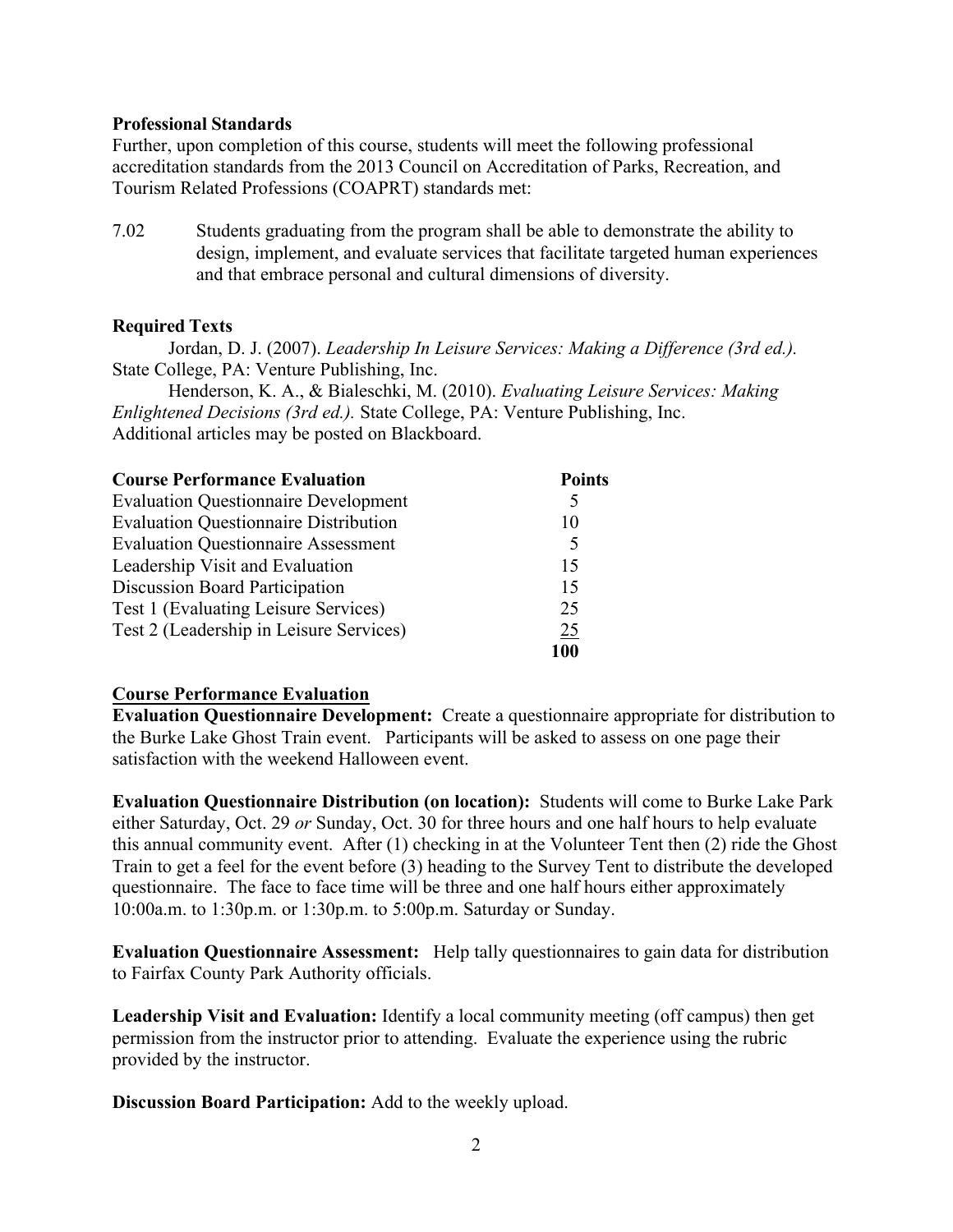**Professional Standards**
Further, upon completion of this course, students will meet the following professional accreditation standards from the 2013 Council on Accreditation of Parks, Recreation, and Tourism Related Professions (COAPRT) standards met:

7.02 Students graduating from the program shall be able to demonstrate the ability to design, implement, and evaluate services that facilitate targeted human experiences and that embrace personal and cultural dimensions of diversity.

**Required Texts**

Jordan, D. J. (2007). *Leadership In Leisure Services: Making a Difference (3rd ed.).* State College, PA: Venture Publishing, Inc.

Henderson, K. A., & Bialeschki, M. (2010). *Evaluating Leisure Services: Making Enlightened Decisions (3rd ed.).* State College, PA: Venture Publishing, Inc.

Additional articles may be posted on Blackboard.

| **Course Performance Evaluation** | **Points** |
|---|---|
| Evaluation Questionnaire Development | 5 |
| Evaluation Questionnaire Distribution | 10 |
| Evaluation Questionnaire Assessment | 5 |
| Leadership Visit and Evaluation | 15 |
| Discussion Board Participation | 15 |
| Test 1 (Evaluating Leisure Services) | 25 |
| Test 2 (Leadership in Leisure Services) | 25 |
| | **100** |

**Course Performance Evaluation**

**Evaluation Questionnaire Development:** Create a questionnaire appropriate for distribution to the Burke Lake Ghost Train event. Participants will be asked to assess on one page their satisfaction with the weekend Halloween event.

**Evaluation Questionnaire Distribution (on location):** Students will come to Burke Lake Park either Saturday, Oct. 29 *or* Sunday, Oct. 30 for three hours and one half hours to help evaluate this annual community event. After (1) checking in at the Volunteer Tent then (2) ride the Ghost Train to get a feel for the event before (3) heading to the Survey Tent to distribute the developed questionnaire. The face to face time will be three and one half hours either approximately 10:00a.m. to 1:30p.m. or 1:30p.m. to 5:00p.m. Saturday or Sunday.

**Evaluation Questionnaire Assessment:** Help tally questionnaires to gain data for distribution to Fairfax County Park Authority officials.

**Leadership Visit and Evaluation:** Identify a local community meeting (off campus) then get permission from the instructor prior to attending. Evaluate the experience using the rubric provided by the instructor.

**Discussion Board Participation:** Add to the weekly upload.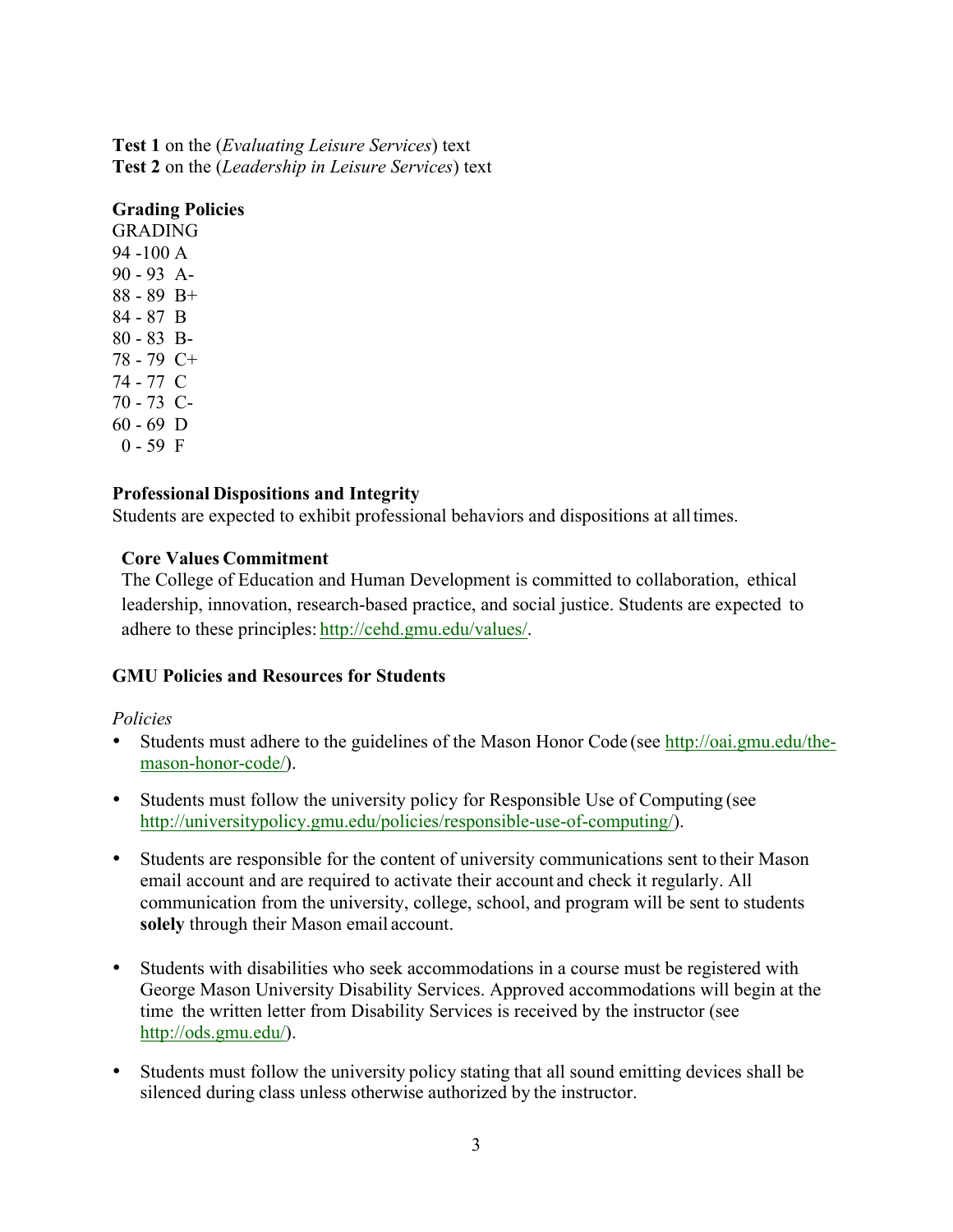**Test 1** on the (*Evaluating Leisure Services*) text
**Test 2** on the (*Leadership in Leisure Services*) text

**Grading Policies**

GRADING
94 -100 A
90 - 93 A-
88 - 89 B+
84 - 87 B
80 - 83 B-
78 - 79 C+
74 - 77 C
70 - 73 C-
60 - 69 D
0 - 59 F

**Professional Dispositions and Integrity**

Students are expected to exhibit professional behaviors and dispositions at all times.

**Core Values Commitment**

The College of Education and Human Development is committed to collaboration, ethical leadership, innovation, research-based practice, and social justice. Students are expected to adhere to these principles: http://cehd.gmu.edu/values/.

**GMU Policies and Resources for Students**

*Policies*

- Students must adhere to the guidelines of the Mason Honor Code (see http://oai.gmu.edu/the-mason-honor-code/).
- Students must follow the university policy for Responsible Use of Computing (see http://universitypolicy.gmu.edu/policies/responsible-use-of-computing/).
- Students are responsible for the content of university communications sent to their Mason email account and are required to activate their account and check it regularly. All communication from the university, college, school, and program will be sent to students **solely** through their Mason email account.
- Students with disabilities who seek accommodations in a course must be registered with George Mason University Disability Services. Approved accommodations will begin at the time the written letter from Disability Services is received by the instructor (see http://ods.gmu.edu/).
- Students must follow the university policy stating that all sound emitting devices shall be silenced during class unless otherwise authorized by the instructor.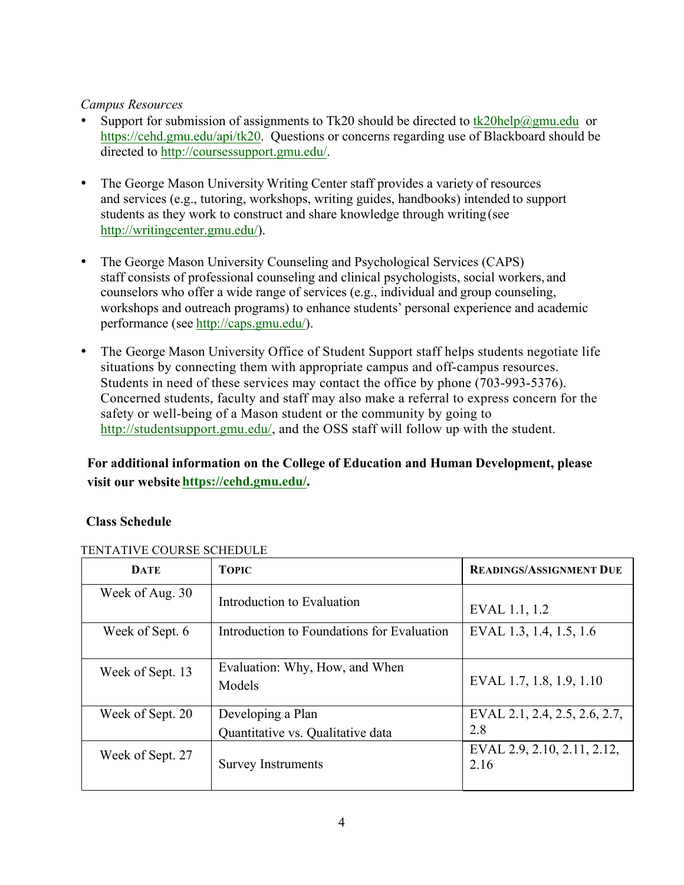*Campus Resources*

- Support for submission of assignments to Tk20 should be directed to tk20help@gmu.edu or https://cehd.gmu.edu/api/tk20. Questions or concerns regarding use of Blackboard should be directed to http://coursessupport.gmu.edu/.

- The George Mason University Writing Center staff provides a variety of resources and services (e.g., tutoring, workshops, writing guides, handbooks) intended to support students as they work to construct and share knowledge through writing (see http://writingcenter.gmu.edu/).

- The George Mason University Counseling and Psychological Services (CAPS) staff consists of professional counseling and clinical psychologists, social workers, and counselors who offer a wide range of services (e.g., individual and group counseling, workshops and outreach programs) to enhance students' personal experience and academic performance (see http://caps.gmu.edu/).

- The George Mason University Office of Student Support staff helps students negotiate life situations by connecting them with appropriate campus and off-campus resources. Students in need of these services may contact the office by phone (703-993-5376). Concerned students, faculty and staff may also make a referral to express concern for the safety or well-being of a Mason student or the community by going to http://studentsupport.gmu.edu/, and the OSS staff will follow up with the student.

**For additional information on the College of Education and Human Development, please visit our website https://cehd.gmu.edu/.**

**Class Schedule**

TENTATIVE COURSE SCHEDULE

| DATE | TOPIC | READINGS/ASSIGNMENT DUE |
| --- | --- | --- |
| Week of Aug. 30 | Introduction to Evaluation | EVAL 1.1, 1.2 |
| Week of Sept. 6 | Introduction to Foundations for Evaluation | EVAL 1.3, 1.4, 1.5, 1.6 |
| Week of Sept. 13 | Evaluation: Why, How, and When<br>Models | EVAL 1.7, 1.8, 1.9, 1.10 |
| Week of Sept. 20 | Developing a Plan<br>Quantitative vs. Qualitative data | EVAL 2.1, 2.4, 2.5, 2.6, 2.7, 2.8 |
| Week of Sept. 27 | Survey Instruments | EVAL 2.9, 2.10, 2.11, 2.12, 2.16 |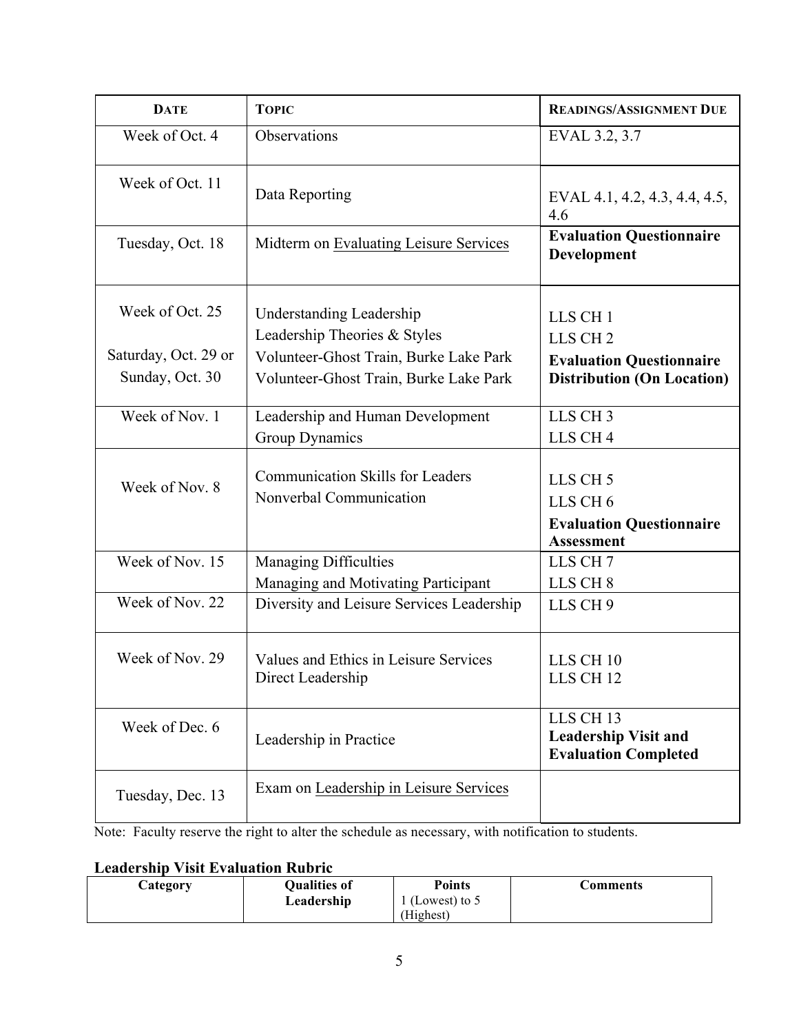| DATE | TOPIC | READINGS/ASSIGNMENT DUE |
|---|---|---|
| Week of Oct. 4 | Observations | EVAL 3.2, 3.7 |
| Week of Oct. 11 | Data Reporting | EVAL 4.1, 4.2, 4.3, 4.4, 4.5, 4.6 |
| Tuesday, Oct. 18 | Midterm on Evaluating Leisure Services | **Evaluation Questionnaire Development** |
| Week of Oct. 25<br>Saturday, Oct. 29 or Sunday, Oct. 30 | Understanding Leadership<br>Leadership Theories & Styles<br>Volunteer-Ghost Train, Burke Lake Park<br>Volunteer-Ghost Train, Burke Lake Park | LLS CH 1<br>LLS CH 2<br>**Evaluation Questionnaire Distribution (On Location)** |
| Week of Nov. 1 | Leadership and Human Development<br>Group Dynamics | LLS CH 3<br>LLS CH 4 |
| Week of Nov. 8 | Communication Skills for Leaders<br>Nonverbal Communication | LLS CH 5<br>LLS CH 6<br>**Evaluation Questionnaire Assessment** |
| Week of Nov. 15 | Managing Difficulties<br>Managing and Motivating Participant | LLS CH 7<br>LLS CH 8 |
| Week of Nov. 22 | Diversity and Leisure Services Leadership | LLS CH 9 |
| Week of Nov. 29 | Values and Ethics in Leisure Services<br>Direct Leadership | LLS CH 10<br>LLS CH 12 |
| Week of Dec. 6 | Leadership in Practice | LLS CH 13<br>**Leadership Visit and Evaluation Completed** |
| Tuesday, Dec. 13 | Exam on Leadership in Leisure Services | |

Note: Faculty reserve the right to alter the schedule as necessary, with notification to students.

**Leadership Visit Evaluation Rubric**

| Category | Qualities of Leadership | Points 1 (Lowest) to 5 (Highest) | Comments |
|---|---|---|---|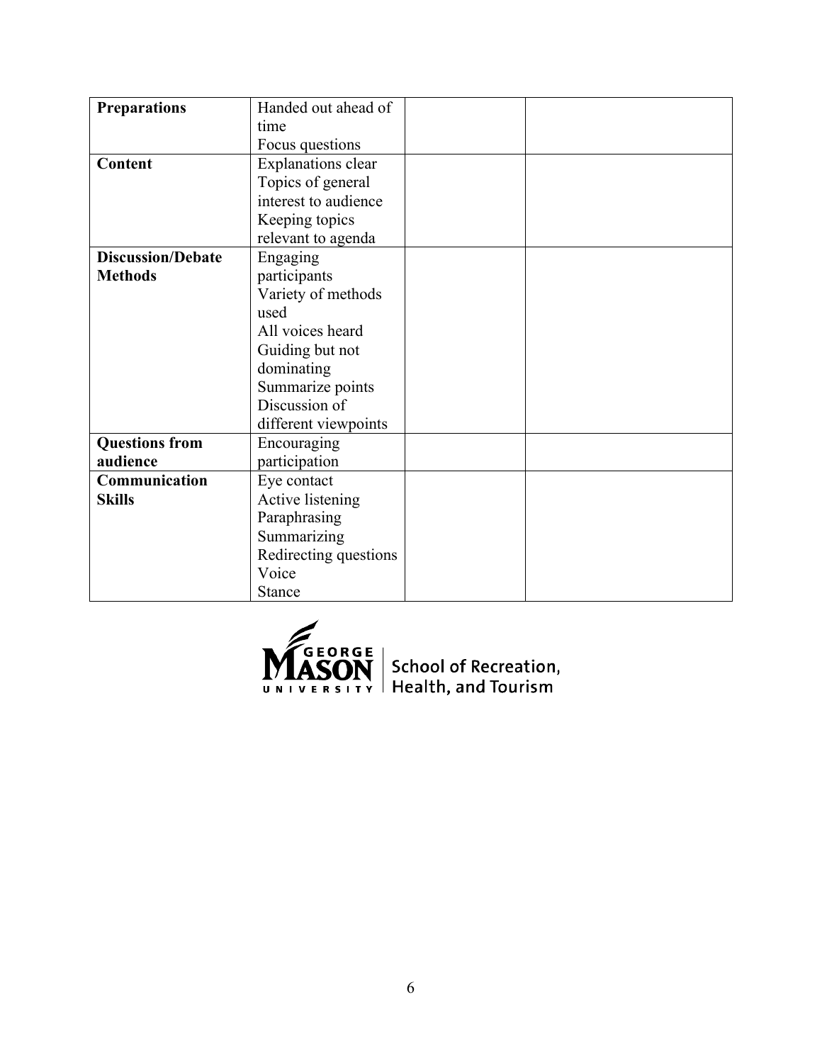| | | | |
|---|---|---|---|
| **Preparations** | Handed out ahead of time<br>Focus questions | | |
| **Content** | Explanations clear<br>Topics of general interest to audience<br>Keeping topics relevant to agenda | | |
| **Discussion/Debate Methods** | Engaging participants<br>Variety of methods used<br>All voices heard<br>Guiding but not dominating<br>Summarize points<br>Discussion of different viewpoints | | |
| **Questions from audience** | Encouraging participation | | |
| **Communication Skills** | Eye contact<br>Active listening<br>Paraphrasing<br>Summarizing<br>Redirecting questions<br>Voice<br>Stance | | |

GEORGE MASON UNIVERSITY | School of Recreation, Health, and Tourism